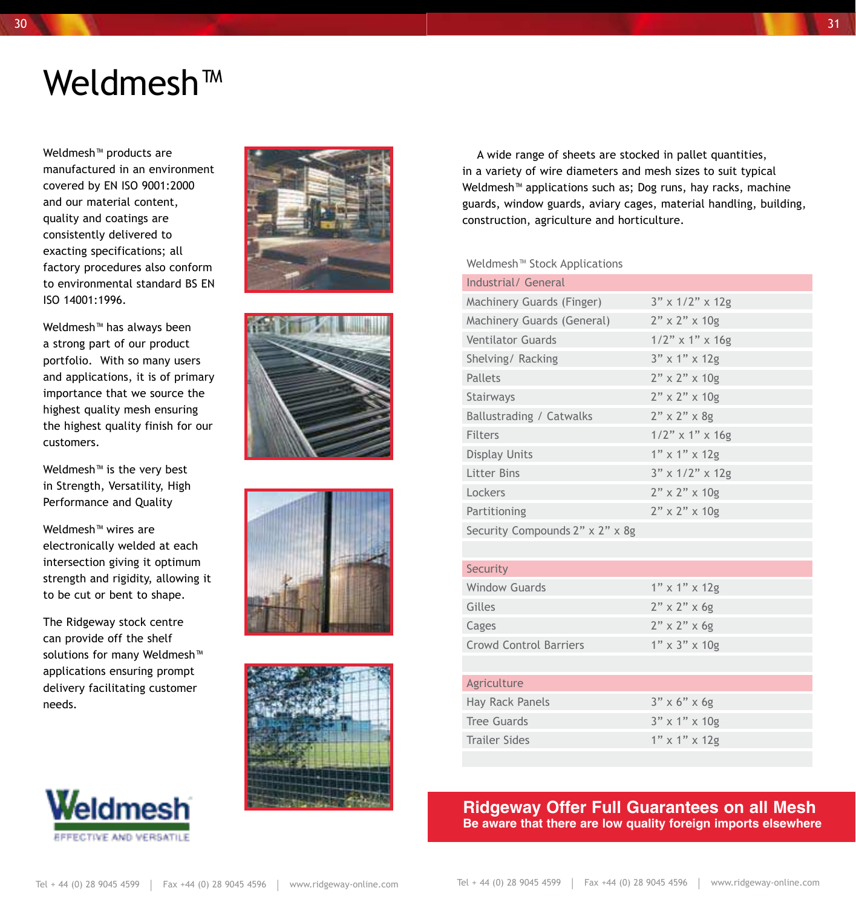# Weldmesh™

Weldmesh™ products are manufactured in an environment covered by EN ISO 9001:2000 and our material content, quality and coatings are consistently delivered to exacting specifications; all factory procedures also conform to environmental standard BS EN ISO 14001:1996.

Weldmesh™ has always been a strong part of our product portfolio. With so many users and applications, it is of primary importance that we source the highest quality mesh ensuring the highest quality finish for our customers.

Weldmesh™ is the very best in Strength, Versatility, High Performance and Quality

Weldmesh™ wires are electronically welded at each intersection giving it optimum strength and rigidity, allowing it to be cut or bent to shape.

The Ridgeway stock centre can provide off the shelf solutions for many Weldmesh™ applications ensuring prompt delivery facilitating customer needs.

Weldmesh
EFFECTIVE AND VERSATILE

A wide range of sheets are stocked in pallet quantities, in a variety of wire diameters and mesh sizes to suit typical Weldmesh™ applications such as; Dog runs, hay racks, machine guards, window guards, aviary cages, material handling, building, construction, agriculture and horticulture.

Weldmesh™ Stock Applications

| Industrial/ General | |
|---|---|
| Machinery Guards (Finger) | 3” x 1/2” x 12g |
| Machinery Guards (General) | 2” x 2” x 10g |
| Ventilator Guards | 1/2” x 1” x 16g |
| Shelving/ Racking | 3” x 1” x 12g |
| Pallets | 2” x 2” x 10g |
| Stairways | 2” x 2” x 10g |
| Ballustrading / Catwalks | 2” x 2” x 8g |
| Filters | 1/2” x 1” x 16g |
| Display Units | 1” x 1” x 12g |
| Litter Bins | 3” x 1/2” x 12g |
| Lockers | 2” x 2” x 10g |
| Partitioning | 2” x 2” x 10g |
| Security Compounds 2” x 2” x 8g | |
| | |
| **Security** | |
| Window Guards | 1” x 1” x 12g |
| Gilles | 2” x 2” x 6g |
| Cages | 2” x 2” x 6g |
| Crowd Control Barriers | 1” x 3” x 10g |
| | |
| **Agriculture** | |
| Hay Rack Panels | 3” x 6” x 6g |
| Tree Guards | 3” x 1” x 10g |
| Trailer Sides | 1” x 1” x 12g |

**Ridgeway Offer Full Guarantees on all Mesh**
**Be aware that there are low quality foreign imports elsewhere**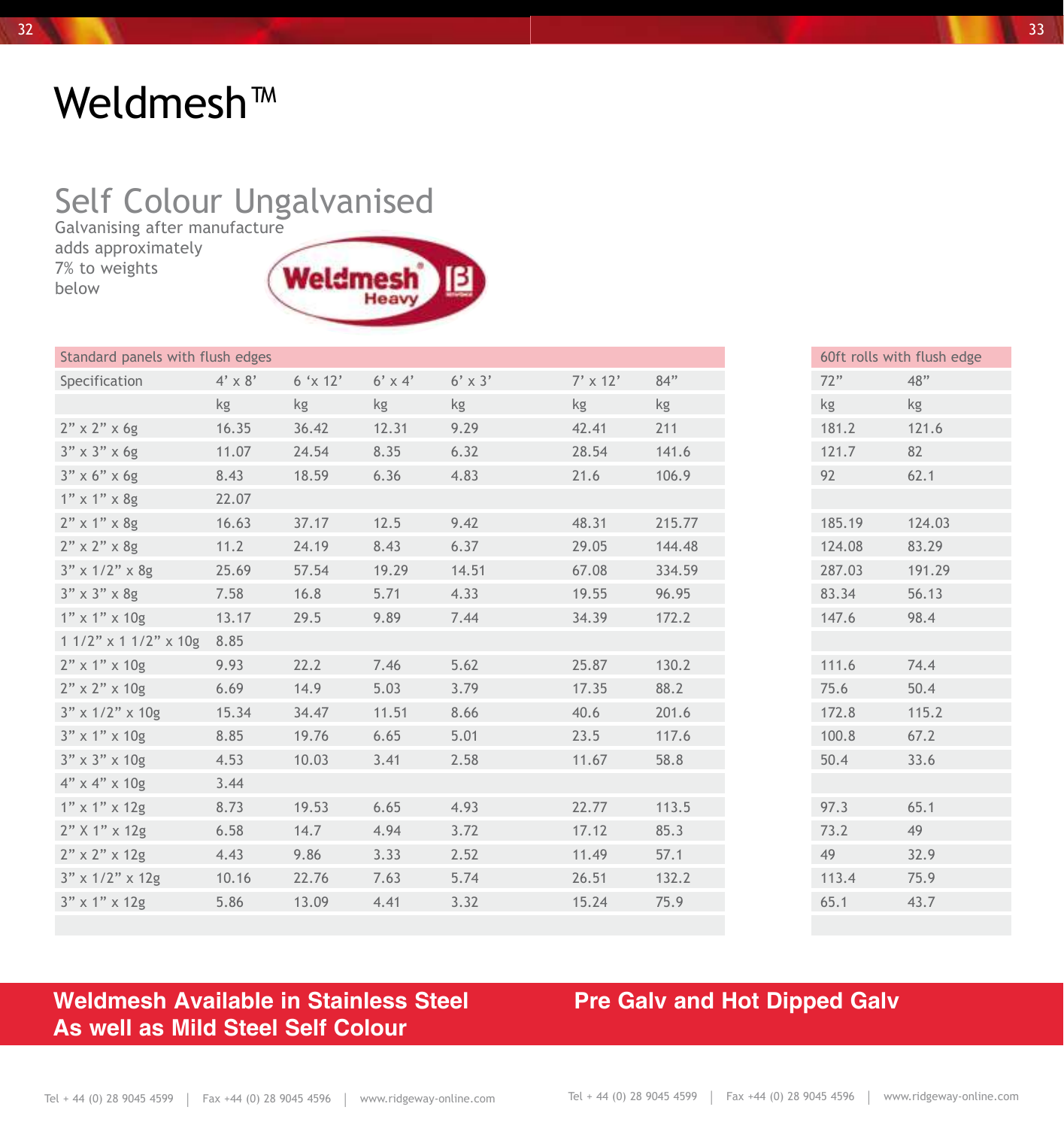# Weldmesh™

## Self Colour Ungalvanised

Galvanising after manufacture adds approximately 7% to weights below

Weldmesh Heavy

| Standard panels with flush edges | | | | | | | 60ft rolls with flush edge | |
|---|---|---|---|---|---|---|---|---|
| Specification | 4’ x 8’ | 6 ‘x 12’ | 6’ x 4’ | 6’ x 3’ | 7’ x 12’ | 84” | 72” | 48” |
| | kg | kg | kg | kg | kg | kg | kg | kg |
| 2” x 2” x 6g | 16.35 | 36.42 | 12.31 | 9.29 | 42.41 | 211 | 181.2 | 121.6 |
| 3” x 3” x 6g | 11.07 | 24.54 | 8.35 | 6.32 | 28.54 | 141.6 | 121.7 | 82 |
| 3” x 6” x 6g | 8.43 | 18.59 | 6.36 | 4.83 | 21.6 | 106.9 | 92 | 62.1 |
| 1” x 1” x 8g | 22.07 | | | | | | | |
| 2” x 1” x 8g | 16.63 | 37.17 | 12.5 | 9.42 | 48.31 | 215.77 | 185.19 | 124.03 |
| 2” x 2” x 8g | 11.2 | 24.19 | 8.43 | 6.37 | 29.05 | 144.48 | 124.08 | 83.29 |
| 3” x 1/2” x 8g | 25.69 | 57.54 | 19.29 | 14.51 | 67.08 | 334.59 | 287.03 | 191.29 |
| 3” x 3” x 8g | 7.58 | 16.8 | 5.71 | 4.33 | 19.55 | 96.95 | 83.34 | 56.13 |
| 1” x 1” x 10g | 13.17 | 29.5 | 9.89 | 7.44 | 34.39 | 172.2 | 147.6 | 98.4 |
| 1 1/2” x 1 1/2” x 10g | 8.85 | | | | | | | |
| 2” x 1” x 10g | 9.93 | 22.2 | 7.46 | 5.62 | 25.87 | 130.2 | 111.6 | 74.4 |
| 2” x 2” x 10g | 6.69 | 14.9 | 5.03 | 3.79 | 17.35 | 88.2 | 75.6 | 50.4 |
| 3” x 1/2” x 10g | 15.34 | 34.47 | 11.51 | 8.66 | 40.6 | 201.6 | 172.8 | 115.2 |
| 3” x 1” x 10g | 8.85 | 19.76 | 6.65 | 5.01 | 23.5 | 117.6 | 100.8 | 67.2 |
| 3” x 3” x 10g | 4.53 | 10.03 | 3.41 | 2.58 | 11.67 | 58.8 | 50.4 | 33.6 |
| 4” x 4” x 10g | 3.44 | | | | | | | |
| 1” x 1” x 12g | 8.73 | 19.53 | 6.65 | 4.93 | 22.77 | 113.5 | 97.3 | 65.1 |
| 2” X 1” x 12g | 6.58 | 14.7 | 4.94 | 3.72 | 17.12 | 85.3 | 73.2 | 49 |
| 2” x 2” x 12g | 4.43 | 9.86 | 3.33 | 2.52 | 11.49 | 57.1 | 49 | 32.9 |
| 3” x 1/2” x 12g | 10.16 | 22.76 | 7.63 | 5.74 | 26.51 | 132.2 | 113.4 | 75.9 |
| 3” x 1” x 12g | 5.86 | 13.09 | 4.41 | 3.32 | 15.24 | 75.9 | 65.1 | 43.7 |

**Weldmesh Available in Stainless Steel As well as Mild Steel Self Colour**

**Pre Galv and Hot Dipped Galv**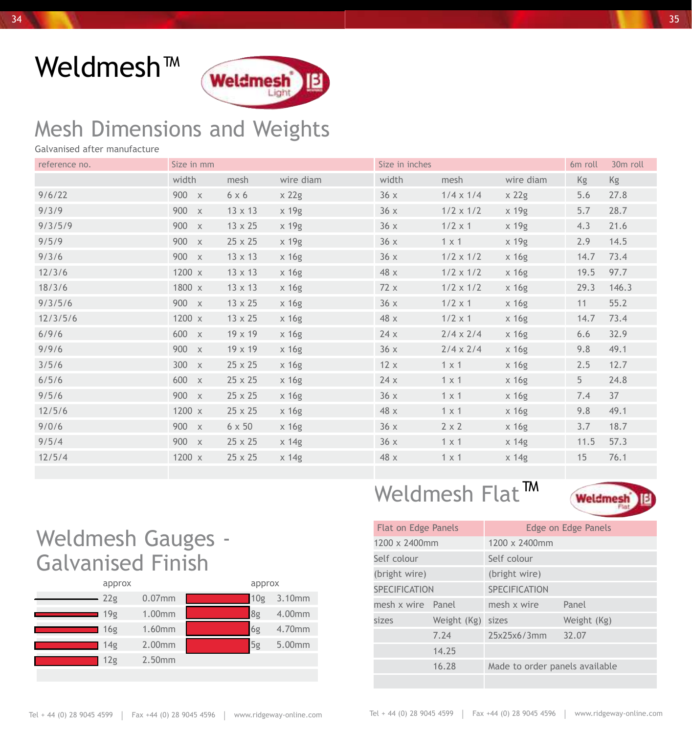# Weldmesh™

## Mesh Dimensions and Weights

Galvanised after manufacture

| reference no. | Size in mm | | | Size in inches | | | 6m roll | 30m roll |
|---|---|---|---|---|---|---|---|---|
| | width | mesh | wire diam | width | mesh | wire diam | Kg | Kg |
| 9/6/22 | 900 x | 6 x 6 | x 22g | 36 x | 1/4 x 1/4 | x 22g | 5.6 | 27.8 |
| 9/3/9 | 900 x | 13 x 13 | x 19g | 36 x | 1/2 x 1/2 | x 19g | 5.7 | 28.7 |
| 9/3/5/9 | 900 x | 13 x 25 | x 19g | 36 x | 1/2 x 1 | x 19g | 4.3 | 21.6 |
| 9/5/9 | 900 x | 25 x 25 | x 19g | 36 x | 1 x 1 | x 19g | 2.9 | 14.5 |
| 9/3/6 | 900 x | 13 x 13 | x 16g | 36 x | 1/2 x 1/2 | x 16g | 14.7 | 73.4 |
| 12/3/6 | 1200 x | 13 x 13 | x 16g | 48 x | 1/2 x 1/2 | x 16g | 19.5 | 97.7 |
| 18/3/6 | 1800 x | 13 x 13 | x 16g | 72 x | 1/2 x 1/2 | x 16g | 29.3 | 146.3 |
| 9/3/5/6 | 900 x | 13 x 25 | x 16g | 36 x | 1/2 x 1 | x 16g | 11 | 55.2 |
| 12/3/5/6 | 1200 x | 13 x 25 | x 16g | 48 x | 1/2 x 1 | x 16g | 14.7 | 73.4 |
| 6/9/6 | 600 x | 19 x 19 | x 16g | 24 x | 2/4 x 2/4 | x 16g | 6.6 | 32.9 |
| 9/9/6 | 900 x | 19 x 19 | x 16g | 36 x | 2/4 x 2/4 | x 16g | 9.8 | 49.1 |
| 3/5/6 | 300 x | 25 x 25 | x 16g | 12 x | 1 x 1 | x 16g | 2.5 | 12.7 |
| 6/5/6 | 600 x | 25 x 25 | x 16g | 24 x | 1 x 1 | x 16g | 5 | 24.8 |
| 9/5/6 | 900 x | 25 x 25 | x 16g | 36 x | 1 x 1 | x 16g | 7.4 | 37 |
| 12/5/6 | 1200 x | 25 x 25 | x 16g | 48 x | 1 x 1 | x 16g | 9.8 | 49.1 |
| 9/0/6 | 900 x | 6 x 50 | x 16g | 36 x | 2 x 2 | x 16g | 3.7 | 18.7 |
| 9/5/4 | 900 x | 25 x 25 | x 14g | 36 x | 1 x 1 | x 14g | 11.5 | 57.3 |
| 12/5/4 | 1200 x | 25 x 25 | x 14g | 48 x | 1 x 1 | x 14g | 15 | 76.1 |

## Weldmesh Gauges - Galvanised Finish

| approx | | approx | |
|---|---|---|---|
| 22g | 0.07mm | 10g | 3.10mm |
| 19g | 1.00mm | 8g | 4.00mm |
| 16g | 1.60mm | 6g | 4.70mm |
| 14g | 2.00mm | 5g | 5.00mm |
| 12g | 2.50mm | | |

## Weldmesh Flat™

| Flat on Edge Panels | | Edge on Edge Panels | |
|---|---|---|---|
| 1200 x 2400mm | | 1200 x 2400mm | |
| Self colour | | Self colour | |
| (bright wire) | | (bright wire) | |
| SPECIFICATION | | SPECIFICATION | |
| mesh x wire | Panel | mesh x wire | Panel |
| sizes | Weight (Kg) | sizes | Weight (Kg) |
| | 7.24 | 25x25x6/3mm | 32.07 |
| | 14.25 | | |
| | 16.28 | Made to order panels available | |

Tel + 44 (0) 28 9045 4599 | Fax +44 (0) 28 9045 4596 | www.ridgeway-online.com